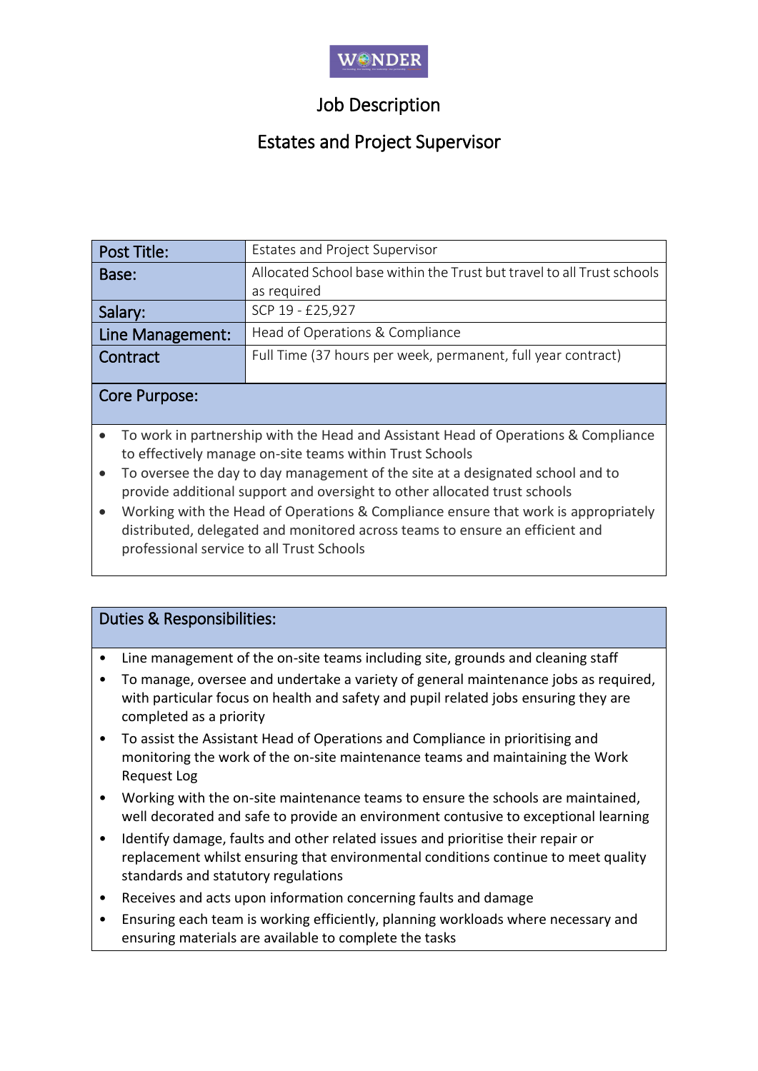WONDER

# Job Description

## Estates and Project Supervisor

| Post Title: | Estates and Project Supervisor |
|---|---|
| Base: | Allocated School base within the Trust but travel to all Trust schools as required |
| Salary: | SCP 19 - £25,927 |
| Line Management: | Head of Operations & Compliance |
| Contract | Full Time (37 hours per week, permanent, full year contract) |

### Core Purpose:

- To work in partnership with the Head and Assistant Head of Operations & Compliance to effectively manage on-site teams within Trust Schools
- To oversee the day to day management of the site at a designated school and to provide additional support and oversight to other allocated trust schools
- Working with the Head of Operations & Compliance ensure that work is appropriately distributed, delegated and monitored across teams to ensure an efficient and professional service to all Trust Schools

### Duties & Responsibilities:

- Line management of the on-site teams including site, grounds and cleaning staff
- To manage, oversee and undertake a variety of general maintenance jobs as required, with particular focus on health and safety and pupil related jobs ensuring they are completed as a priority
- To assist the Assistant Head of Operations and Compliance in prioritising and monitoring the work of the on-site maintenance teams and maintaining the Work Request Log
- Working with the on-site maintenance teams to ensure the schools are maintained, well decorated and safe to provide an environment contusive to exceptional learning
- Identify damage, faults and other related issues and prioritise their repair or replacement whilst ensuring that environmental conditions continue to meet quality standards and statutory regulations
- Receives and acts upon information concerning faults and damage
- Ensuring each team is working efficiently, planning workloads where necessary and ensuring materials are available to complete the tasks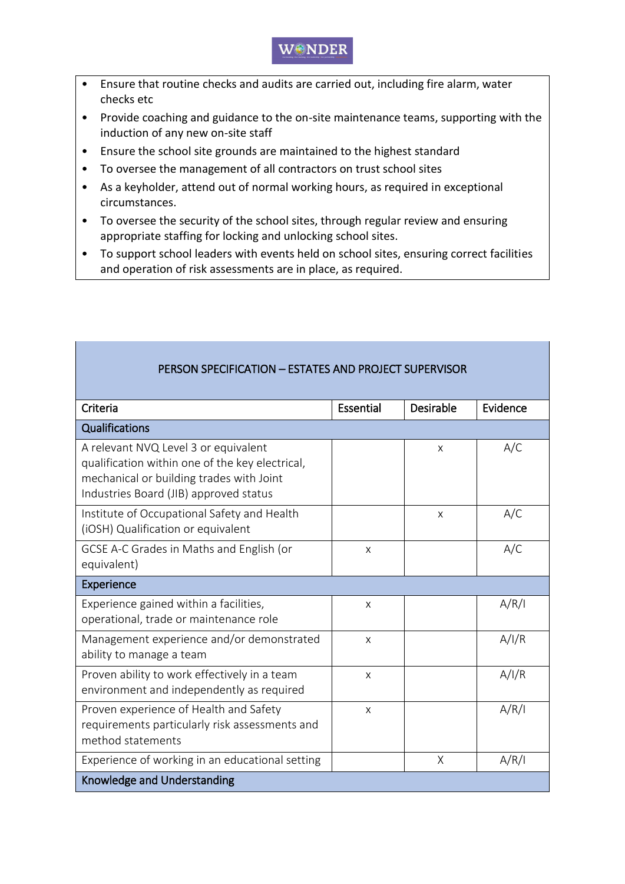- Ensure that routine checks and audits are carried out, including fire alarm, water checks etc
- Provide coaching and guidance to the on-site maintenance teams, supporting with the induction of any new on-site staff
- Ensure the school site grounds are maintained to the highest standard
- To oversee the management of all contractors on trust school sites
- As a keyholder, attend out of normal working hours, as required in exceptional circumstances.
- To oversee the security of the school sites, through regular review and ensuring appropriate staffing for locking and unlocking school sites.
- To support school leaders with events held on school sites, ensuring correct facilities and operation of risk assessments are in place, as required.

## PERSON SPECIFICATION – ESTATES AND PROJECT SUPERVISOR

| Criteria | Essential | Desirable | Evidence |
|---|---|---|---|
| **Qualifications** | | | |
| A relevant NVQ Level 3 or equivalent qualification within one of the key electrical, mechanical or building trades with Joint Industries Board (JIB) approved status | | x | A/C |
| Institute of Occupational Safety and Health (iOSH) Qualification or equivalent | | x | A/C |
| GCSE A-C Grades in Maths and English (or equivalent) | x | | A/C |
| **Experience** | | | |
| Experience gained within a facilities, operational, trade or maintenance role | x | | A/R/I |
| Management experience and/or demonstrated ability to manage a team | x | | A/I/R |
| Proven ability to work effectively in a team environment and independently as required | x | | A/I/R |
| Proven experience of Health and Safety requirements particularly risk assessments and method statements | x | | A/R/I |
| Experience of working in an educational setting | | X | A/R/I |
| **Knowledge and Understanding** | | | |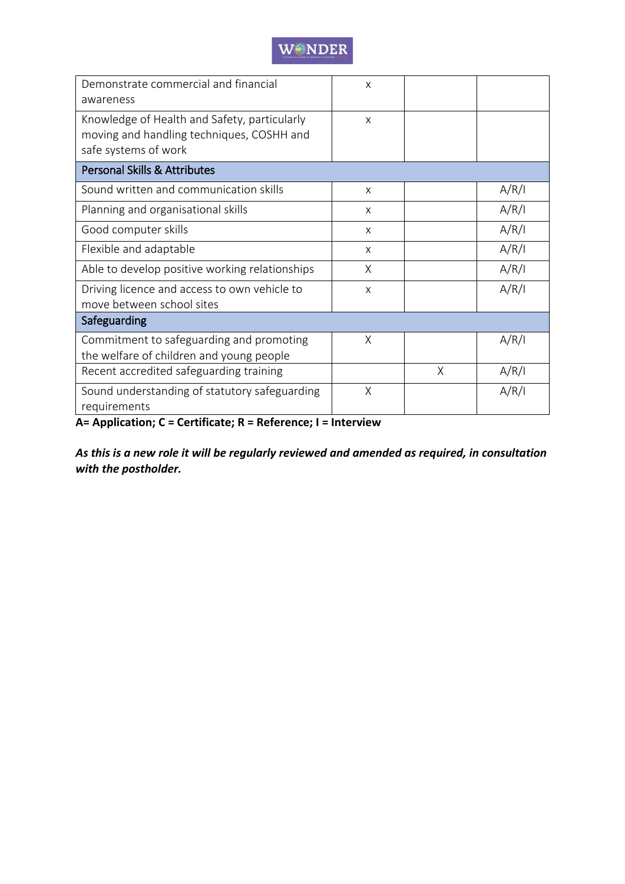| | | | |
|---|---|---|---|
| Demonstrate commercial and financial awareness | x | | |
| Knowledge of Health and Safety, particularly moving and handling techniques, COSHH and safe systems of work | x | | |
| **Personal Skills & Attributes** | | | |
| Sound written and communication skills | x | | A/R/I |
| Planning and organisational skills | x | | A/R/I |
| Good computer skills | x | | A/R/I |
| Flexible and adaptable | x | | A/R/I |
| Able to develop positive working relationships | X | | A/R/I |
| Driving licence and access to own vehicle to move between school sites | x | | A/R/I |
| **Safeguarding** | | | |
| Commitment to safeguarding and promoting the welfare of children and young people | X | | A/R/I |
| Recent accredited safeguarding training | | X | A/R/I |
| Sound understanding of statutory safeguarding requirements | X | | A/R/I |

**A= Application; C = Certificate; R = Reference; I = Interview**

***As this is a new role it will be regularly reviewed and amended as required, in consultation with the postholder.***